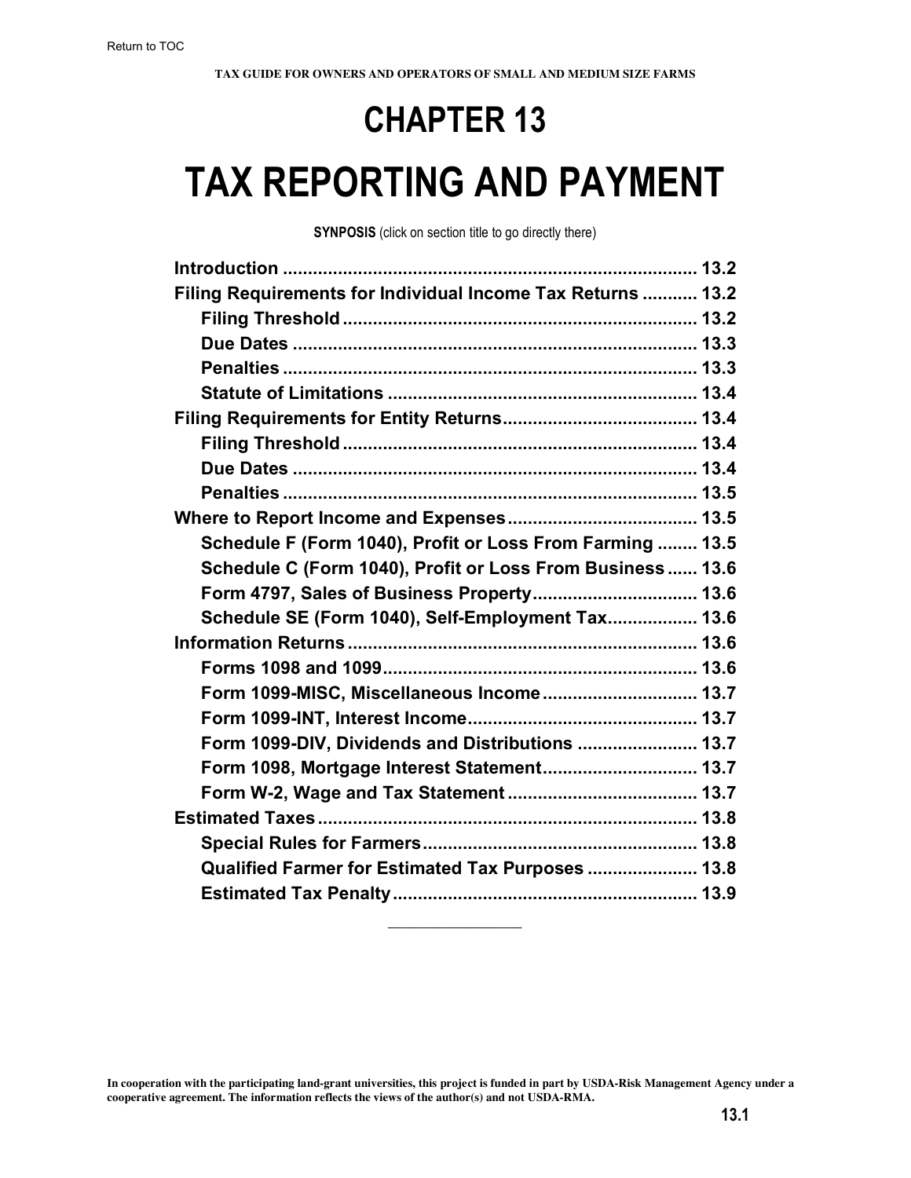# CHAPTER 13

# TAX REPORTING AND PAYMENT

**SYNOPSIS** (click on section title to go directly there)

| | |
|---|---|
| **Introduction** | **13.2** |
| **Filing Requirements for Individual Income Tax Returns** | **13.2** |
| &nbsp;&nbsp;&nbsp;&nbsp;**Filing Threshold** | **13.2** |
| &nbsp;&nbsp;&nbsp;&nbsp;**Due Dates** | **13.3** |
| &nbsp;&nbsp;&nbsp;&nbsp;**Penalties** | **13.3** |
| &nbsp;&nbsp;&nbsp;&nbsp;**Statute of Limitations** | **13.4** |
| **Filing Requirements for Entity Returns** | **13.4** |
| &nbsp;&nbsp;&nbsp;&nbsp;**Filing Threshold** | **13.4** |
| &nbsp;&nbsp;&nbsp;&nbsp;**Due Dates** | **13.4** |
| &nbsp;&nbsp;&nbsp;&nbsp;**Penalties** | **13.5** |
| **Where to Report Income and Expenses** | **13.5** |
| &nbsp;&nbsp;&nbsp;&nbsp;**Schedule F (Form 1040), Profit or Loss From Farming** | **13.5** |
| &nbsp;&nbsp;&nbsp;&nbsp;**Schedule C (Form 1040), Profit or Loss From Business** | **13.6** |
| &nbsp;&nbsp;&nbsp;&nbsp;**Form 4797, Sales of Business Property** | **13.6** |
| &nbsp;&nbsp;&nbsp;&nbsp;**Schedule SE (Form 1040), Self-Employment Tax** | **13.6** |
| **Information Returns** | **13.6** |
| &nbsp;&nbsp;&nbsp;&nbsp;**Forms 1098 and 1099** | **13.6** |
| &nbsp;&nbsp;&nbsp;&nbsp;**Form 1099-MISC, Miscellaneous Income** | **13.7** |
| &nbsp;&nbsp;&nbsp;&nbsp;**Form 1099-INT, Interest Income** | **13.7** |
| &nbsp;&nbsp;&nbsp;&nbsp;**Form 1099-DIV, Dividends and Distributions** | **13.7** |
| &nbsp;&nbsp;&nbsp;&nbsp;**Form 1098, Mortgage Interest Statement** | **13.7** |
| &nbsp;&nbsp;&nbsp;&nbsp;**Form W-2, Wage and Tax Statement** | **13.7** |
| **Estimated Taxes** | **13.8** |
| &nbsp;&nbsp;&nbsp;&nbsp;**Special Rules for Farmers** | **13.8** |
| &nbsp;&nbsp;&nbsp;&nbsp;**Qualified Farmer for Estimated Tax Purposes** | **13.8** |
| &nbsp;&nbsp;&nbsp;&nbsp;**Estimated Tax Penalty** | **13.9** |

---

**In cooperation with the participating land-grant universities, this project is funded in part by USDA-Risk Management Agency under a cooperative agreement. The information reflects the views of the author(s) and not USDA-RMA.**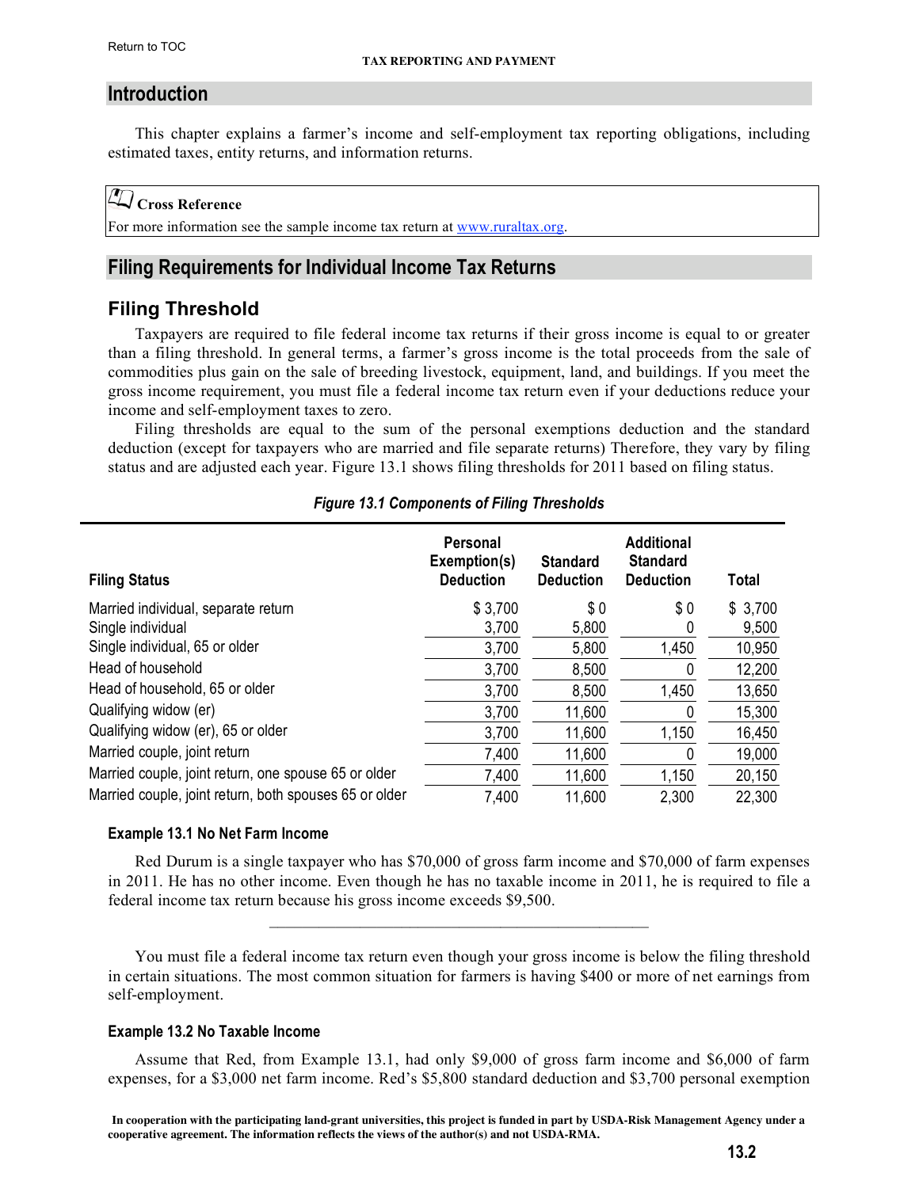## Introduction

This chapter explains a farmer's income and self-employment tax reporting obligations, including estimated taxes, entity returns, and information returns.

> **Cross Reference**
> For more information see the sample income tax return at www.ruraltax.org.

## Filing Requirements for Individual Income Tax Returns

### Filing Threshold

Taxpayers are required to file federal income tax returns if their gross income is equal to or greater than a filing threshold. In general terms, a farmer's gross income is the total proceeds from the sale of commodities plus gain on the sale of breeding livestock, equipment, land, and buildings. If you meet the gross income requirement, you must file a federal income tax return even if your deductions reduce your income and self-employment taxes to zero.

Filing thresholds are equal to the sum of the personal exemptions deduction and the standard deduction (except for taxpayers who are married and file separate returns) Therefore, they vary by filing status and are adjusted each year. Figure 13.1 shows filing thresholds for 2011 based on filing status.

*Figure 13.1 Components of Filing Thresholds*

| Filing Status | Personal Exemption(s) Deduction | Standard Deduction | Additional Standard Deduction | Total |
|---|---|---|---|---|
| Married individual, separate return | $ 3,700 | $ 0 | $ 0 | $ 3,700 |
| Single individual | 3,700 | 5,800 | 0 | 9,500 |
| Single individual, 65 or older | 3,700 | 5,800 | 1,450 | 10,950 |
| Head of household | 3,700 | 8,500 | 0 | 12,200 |
| Head of household, 65 or older | 3,700 | 8,500 | 1,450 | 13,650 |
| Qualifying widow (er) | 3,700 | 11,600 | 0 | 15,300 |
| Qualifying widow (er), 65 or older | 3,700 | 11,600 | 1,150 | 16,450 |
| Married couple, joint return | 7,400 | 11,600 | 0 | 19,000 |
| Married couple, joint return, one spouse 65 or older | 7,400 | 11,600 | 1,150 | 20,150 |
| Married couple, joint return, both spouses 65 or older | 7,400 | 11,600 | 2,300 | 22,300 |

#### Example 13.1 No Net Farm Income

Red Durum is a single taxpayer who has $70,000 of gross farm income and $70,000 of farm expenses in 2011. He has no other income. Even though he has no taxable income in 2011, he is required to file a federal income tax return because his gross income exceeds $9,500.

---

You must file a federal income tax return even though your gross income is below the filing threshold in certain situations. The most common situation for farmers is having $400 or more of net earnings from self-employment.

#### Example 13.2 No Taxable Income

Assume that Red, from Example 13.1, had only $9,000 of gross farm income and $6,000 of farm expenses, for a $3,000 net farm income. Red's $5,800 standard deduction and $3,700 personal exemption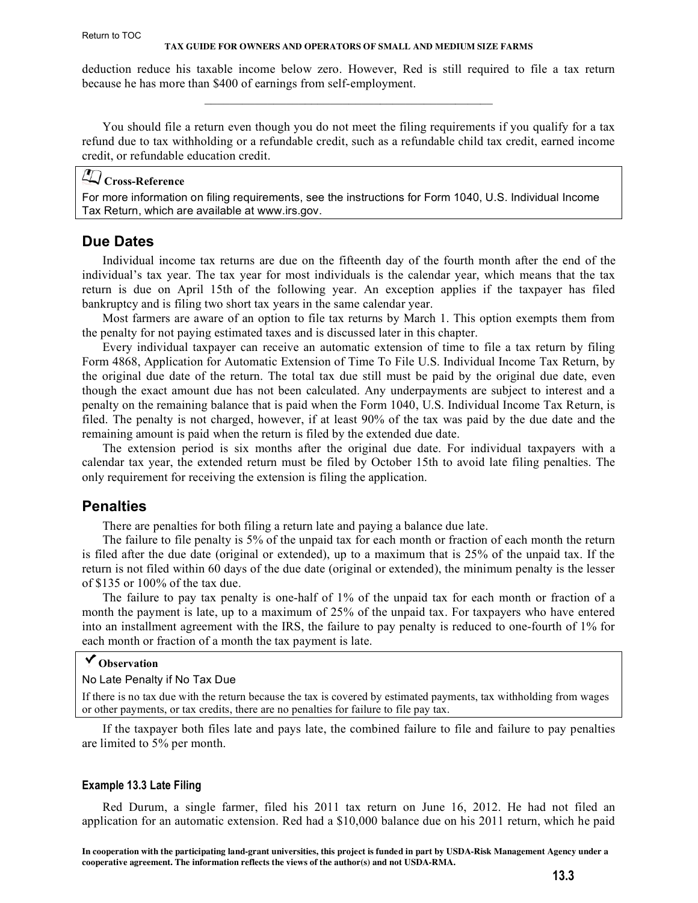deduction reduce his taxable income below zero. However, Red is still required to file a tax return because he has more than $400 of earnings from self-employment.

---

You should file a return even though you do not meet the filing requirements if you qualify for a tax refund due to tax withholding or a refundable credit, such as a refundable child tax credit, earned income credit, or refundable education credit.

> **Cross-Reference**
>
> For more information on filing requirements, see the instructions for Form 1040, U.S. Individual Income Tax Return, which are available at www.irs.gov.

## Due Dates

Individual income tax returns are due on the fifteenth day of the fourth month after the end of the individual's tax year. The tax year for most individuals is the calendar year, which means that the tax return is due on April 15th of the following year. An exception applies if the taxpayer has filed bankruptcy and is filing two short tax years in the same calendar year.

Most farmers are aware of an option to file tax returns by March 1. This option exempts them from the penalty for not paying estimated taxes and is discussed later in this chapter.

Every individual taxpayer can receive an automatic extension of time to file a tax return by filing Form 4868, Application for Automatic Extension of Time To File U.S. Individual Income Tax Return, by the original due date of the return. The total tax due still must be paid by the original due date, even though the exact amount due has not been calculated. Any underpayments are subject to interest and a penalty on the remaining balance that is paid when the Form 1040, U.S. Individual Income Tax Return, is filed. The penalty is not charged, however, if at least 90% of the tax was paid by the due date and the remaining amount is paid when the return is filed by the extended due date.

The extension period is six months after the original due date. For individual taxpayers with a calendar tax year, the extended return must be filed by October 15th to avoid late filing penalties. The only requirement for receiving the extension is filing the application.

## Penalties

There are penalties for both filing a return late and paying a balance due late.

The failure to file penalty is 5% of the unpaid tax for each month or fraction of each month the return is filed after the due date (original or extended), up to a maximum that is 25% of the unpaid tax. If the return is not filed within 60 days of the due date (original or extended), the minimum penalty is the lesser of $135 or 100% of the tax due.

The failure to pay tax penalty is one-half of 1% of the unpaid tax for each month or fraction of a month the payment is late, up to a maximum of 25% of the unpaid tax. For taxpayers who have entered into an installment agreement with the IRS, the failure to pay penalty is reduced to one-fourth of 1% for each month or fraction of a month the tax payment is late.

> **✓ Observation**
>
> No Late Penalty if No Tax Due
>
> If there is no tax due with the return because the tax is covered by estimated payments, tax withholding from wages or other payments, or tax credits, there are no penalties for failure to file pay tax.

If the taxpayer both files late and pays late, the combined failure to file and failure to pay penalties are limited to 5% per month.

#### Example 13.3 Late Filing

Red Durum, a single farmer, filed his 2011 tax return on June 16, 2012. He had not filed an application for an automatic extension. Red had a $10,000 balance due on his 2011 return, which he paid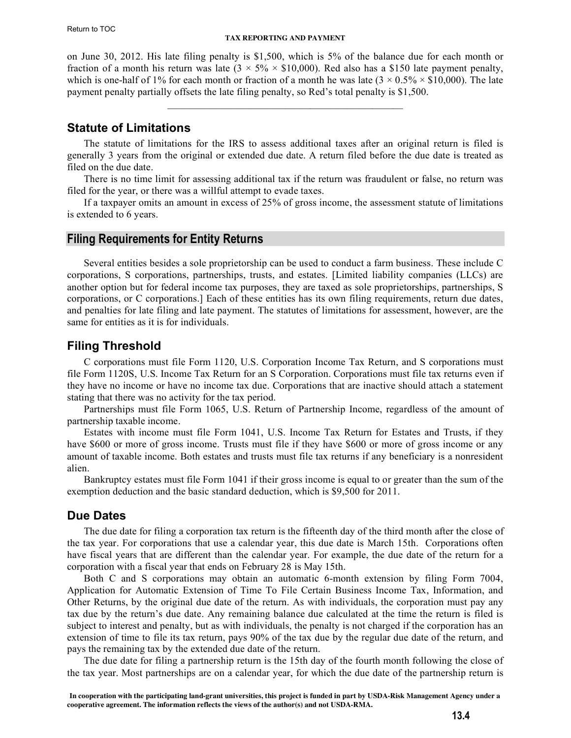on June 30, 2012. His late filing penalty is $1,500, which is 5% of the balance due for each month or fraction of a month his return was late ($3 \times 5\% \times \$10,000$). Red also has a $150 late payment penalty, which is one-half of 1% for each month or fraction of a month he was late ($3 \times 0.5\% \times \$10,000$). The late payment penalty partially offsets the late filing penalty, so Red's total penalty is $1,500.

---

### Statute of Limitations

The statute of limitations for the IRS to assess additional taxes after an original return is filed is generally 3 years from the original or extended due date. A return filed before the due date is treated as filed on the due date.

There is no time limit for assessing additional tax if the return was fraudulent or false, no return was filed for the year, or there was a willful attempt to evade taxes.

If a taxpayer omits an amount in excess of 25% of gross income, the assessment statute of limitations is extended to 6 years.

## Filing Requirements for Entity Returns

Several entities besides a sole proprietorship can be used to conduct a farm business. These include C corporations, S corporations, partnerships, trusts, and estates. [Limited liability companies (LLCs) are another option but for federal income tax purposes, they are taxed as sole proprietorships, partnerships, S corporations, or C corporations.] Each of these entities has its own filing requirements, return due dates, and penalties for late filing and late payment. The statutes of limitations for assessment, however, are the same for entities as it is for individuals.

### Filing Threshold

C corporations must file Form 1120, U.S. Corporation Income Tax Return, and S corporations must file Form 1120S, U.S. Income Tax Return for an S Corporation. Corporations must file tax returns even if they have no income or have no income tax due. Corporations that are inactive should attach a statement stating that there was no activity for the tax period.

Partnerships must file Form 1065, U.S. Return of Partnership Income, regardless of the amount of partnership taxable income.

Estates with income must file Form 1041, U.S. Income Tax Return for Estates and Trusts, if they have $600 or more of gross income. Trusts must file if they have $600 or more of gross income or any amount of taxable income. Both estates and trusts must file tax returns if any beneficiary is a nonresident alien.

Bankruptcy estates must file Form 1041 if their gross income is equal to or greater than the sum of the exemption deduction and the basic standard deduction, which is $9,500 for 2011.

### Due Dates

The due date for filing a corporation tax return is the fifteenth day of the third month after the close of the tax year. For corporations that use a calendar year, this due date is March 15th. Corporations often have fiscal years that are different than the calendar year. For example, the due date of the return for a corporation with a fiscal year that ends on February 28 is May 15th.

Both C and S corporations may obtain an automatic 6-month extension by filing Form 7004, Application for Automatic Extension of Time To File Certain Business Income Tax, Information, and Other Returns, by the original due date of the return. As with individuals, the corporation must pay any tax due by the return's due date. Any remaining balance due calculated at the time the return is filed is subject to interest and penalty, but as with individuals, the penalty is not charged if the corporation has an extension of time to file its tax return, pays 90% of the tax due by the regular due date of the return, and pays the remaining tax by the extended due date of the return.

The due date for filing a partnership return is the 15th day of the fourth month following the close of the tax year. Most partnerships are on a calendar year, for which the due date of the partnership return is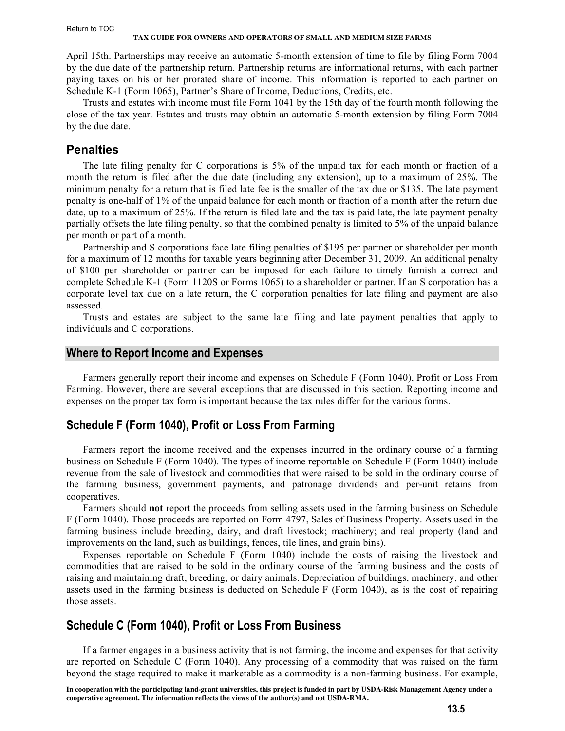April 15th. Partnerships may receive an automatic 5-month extension of time to file by filing Form 7004 by the due date of the partnership return. Partnership returns are informational returns, with each partner paying taxes on his or her prorated share of income. This information is reported to each partner on Schedule K-1 (Form 1065), Partner's Share of Income, Deductions, Credits, etc.

Trusts and estates with income must file Form 1041 by the 15th day of the fourth month following the close of the tax year. Estates and trusts may obtain an automatic 5-month extension by filing Form 7004 by the due date.

### Penalties

The late filing penalty for C corporations is 5% of the unpaid tax for each month or fraction of a month the return is filed after the due date (including any extension), up to a maximum of 25%. The minimum penalty for a return that is filed late fee is the smaller of the tax due or $135. The late payment penalty is one-half of 1% of the unpaid balance for each month or fraction of a month after the return due date, up to a maximum of 25%. If the return is filed late and the tax is paid late, the late payment penalty partially offsets the late filing penalty, so that the combined penalty is limited to 5% of the unpaid balance per month or part of a month.

Partnership and S corporations face late filing penalties of $195 per partner or shareholder per month for a maximum of 12 months for taxable years beginning after December 31, 2009. An additional penalty of $100 per shareholder or partner can be imposed for each failure to timely furnish a correct and complete Schedule K-1 (Form 1120S or Forms 1065) to a shareholder or partner. If an S corporation has a corporate level tax due on a late return, the C corporation penalties for late filing and payment are also assessed.

Trusts and estates are subject to the same late filing and late payment penalties that apply to individuals and C corporations.

## Where to Report Income and Expenses

Farmers generally report their income and expenses on Schedule F (Form 1040), Profit or Loss From Farming. However, there are several exceptions that are discussed in this section. Reporting income and expenses on the proper tax form is important because the tax rules differ for the various forms.

### Schedule F (Form 1040), Profit or Loss From Farming

Farmers report the income received and the expenses incurred in the ordinary course of a farming business on Schedule F (Form 1040). The types of income reportable on Schedule F (Form 1040) include revenue from the sale of livestock and commodities that were raised to be sold in the ordinary course of the farming business, government payments, and patronage dividends and per-unit retains from cooperatives.

Farmers should **not** report the proceeds from selling assets used in the farming business on Schedule F (Form 1040). Those proceeds are reported on Form 4797, Sales of Business Property. Assets used in the farming business include breeding, dairy, and draft livestock; machinery; and real property (land and improvements on the land, such as buildings, fences, tile lines, and grain bins).

Expenses reportable on Schedule F (Form 1040) include the costs of raising the livestock and commodities that are raised to be sold in the ordinary course of the farming business and the costs of raising and maintaining draft, breeding, or dairy animals. Depreciation of buildings, machinery, and other assets used in the farming business is deducted on Schedule F (Form 1040), as is the cost of repairing those assets.

### Schedule C (Form 1040), Profit or Loss From Business

If a farmer engages in a business activity that is not farming, the income and expenses for that activity are reported on Schedule C (Form 1040). Any processing of a commodity that was raised on the farm beyond the stage required to make it marketable as a commodity is a non-farming business. For example,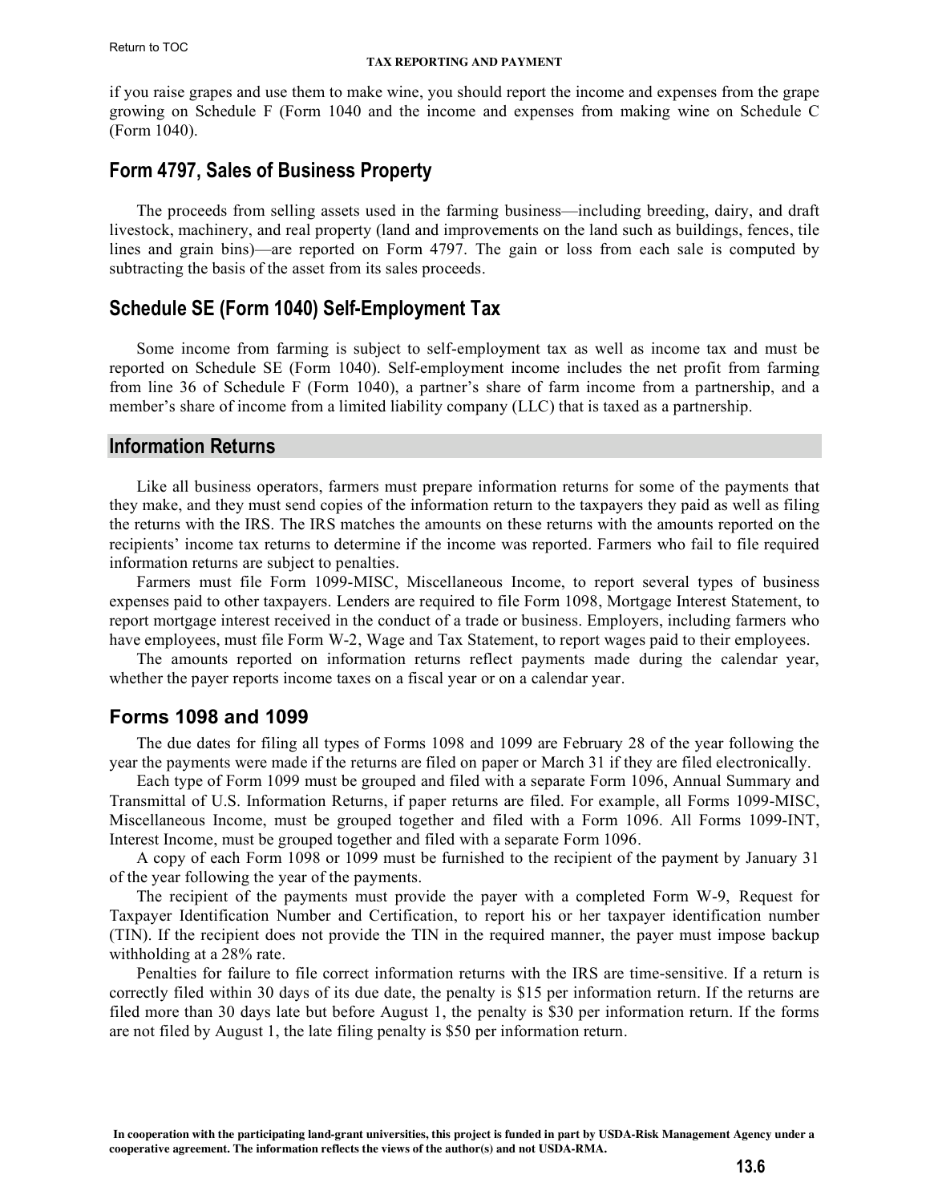if you raise grapes and use them to make wine, you should report the income and expenses from the grape growing on Schedule F (Form 1040 and the income and expenses from making wine on Schedule C (Form 1040).

## Form 4797, Sales of Business Property

The proceeds from selling assets used in the farming business—including breeding, dairy, and draft livestock, machinery, and real property (land and improvements on the land such as buildings, fences, tile lines and grain bins)—are reported on Form 4797. The gain or loss from each sale is computed by subtracting the basis of the asset from its sales proceeds.

## Schedule SE (Form 1040) Self-Employment Tax

Some income from farming is subject to self-employment tax as well as income tax and must be reported on Schedule SE (Form 1040). Self-employment income includes the net profit from farming from line 36 of Schedule F (Form 1040), a partner's share of farm income from a partnership, and a member's share of income from a limited liability company (LLC) that is taxed as a partnership.

## Information Returns

Like all business operators, farmers must prepare information returns for some of the payments that they make, and they must send copies of the information return to the taxpayers they paid as well as filing the returns with the IRS. The IRS matches the amounts on these returns with the amounts reported on the recipients' income tax returns to determine if the income was reported. Farmers who fail to file required information returns are subject to penalties.

Farmers must file Form 1099-MISC, Miscellaneous Income, to report several types of business expenses paid to other taxpayers. Lenders are required to file Form 1098, Mortgage Interest Statement, to report mortgage interest received in the conduct of a trade or business. Employers, including farmers who have employees, must file Form W-2, Wage and Tax Statement, to report wages paid to their employees.

The amounts reported on information returns reflect payments made during the calendar year, whether the payer reports income taxes on a fiscal year or on a calendar year.

## Forms 1098 and 1099

The due dates for filing all types of Forms 1098 and 1099 are February 28 of the year following the year the payments were made if the returns are filed on paper or March 31 if they are filed electronically.

Each type of Form 1099 must be grouped and filed with a separate Form 1096, Annual Summary and Transmittal of U.S. Information Returns, if paper returns are filed. For example, all Forms 1099-MISC, Miscellaneous Income, must be grouped together and filed with a Form 1096. All Forms 1099-INT, Interest Income, must be grouped together and filed with a separate Form 1096.

A copy of each Form 1098 or 1099 must be furnished to the recipient of the payment by January 31 of the year following the year of the payments.

The recipient of the payments must provide the payer with a completed Form W-9, Request for Taxpayer Identification Number and Certification, to report his or her taxpayer identification number (TIN). If the recipient does not provide the TIN in the required manner, the payer must impose backup withholding at a 28% rate.

Penalties for failure to file correct information returns with the IRS are time-sensitive. If a return is correctly filed within 30 days of its due date, the penalty is $15 per information return. If the returns are filed more than 30 days late but before August 1, the penalty is $30 per information return. If the forms are not filed by August 1, the late filing penalty is $50 per information return.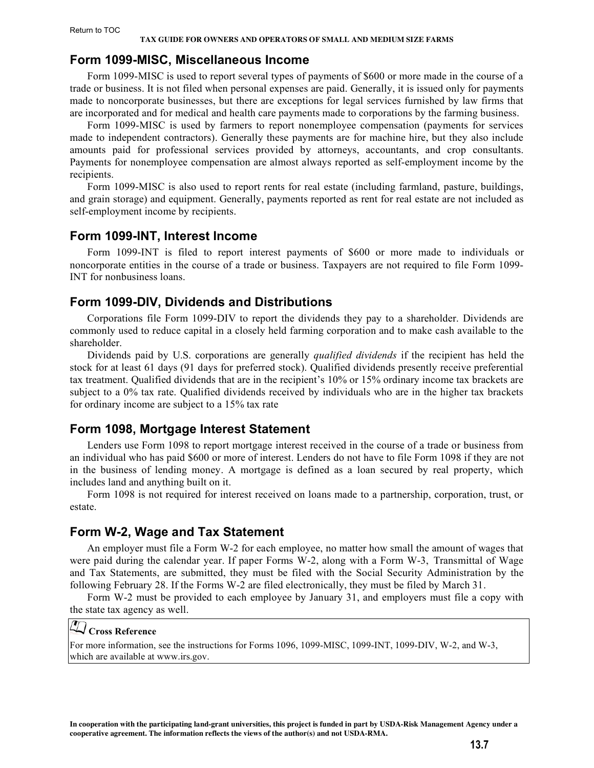## Form 1099-MISC, Miscellaneous Income

Form 1099-MISC is used to report several types of payments of $600 or more made in the course of a trade or business. It is not filed when personal expenses are paid. Generally, it is issued only for payments made to noncorporate businesses, but there are exceptions for legal services furnished by law firms that are incorporated and for medical and health care payments made to corporations by the farming business.

Form 1099-MISC is used by farmers to report nonemployee compensation (payments for services made to independent contractors). Generally these payments are for machine hire, but they also include amounts paid for professional services provided by attorneys, accountants, and crop consultants. Payments for nonemployee compensation are almost always reported as self-employment income by the recipients.

Form 1099-MISC is also used to report rents for real estate (including farmland, pasture, buildings, and grain storage) and equipment. Generally, payments reported as rent for real estate are not included as self-employment income by recipients.

## Form 1099-INT, Interest Income

Form 1099-INT is filed to report interest payments of $600 or more made to individuals or noncorporate entities in the course of a trade or business. Taxpayers are not required to file Form 1099-INT for nonbusiness loans.

## Form 1099-DIV, Dividends and Distributions

Corporations file Form 1099-DIV to report the dividends they pay to a shareholder. Dividends are commonly used to reduce capital in a closely held farming corporation and to make cash available to the shareholder.

Dividends paid by U.S. corporations are generally *qualified dividends* if the recipient has held the stock for at least 61 days (91 days for preferred stock). Qualified dividends presently receive preferential tax treatment. Qualified dividends that are in the recipient's 10% or 15% ordinary income tax brackets are subject to a 0% tax rate. Qualified dividends received by individuals who are in the higher tax brackets for ordinary income are subject to a 15% tax rate

## Form 1098, Mortgage Interest Statement

Lenders use Form 1098 to report mortgage interest received in the course of a trade or business from an individual who has paid $600 or more of interest. Lenders do not have to file Form 1098 if they are not in the business of lending money. A mortgage is defined as a loan secured by real property, which includes land and anything built on it.

Form 1098 is not required for interest received on loans made to a partnership, corporation, trust, or estate.

## Form W-2, Wage and Tax Statement

An employer must file a Form W-2 for each employee, no matter how small the amount of wages that were paid during the calendar year. If paper Forms W-2, along with a Form W-3, Transmittal of Wage and Tax Statements, are submitted, they must be filed with the Social Security Administration by the following February 28. If the Forms W-2 are filed electronically, they must be filed by March 31.

Form W-2 must be provided to each employee by January 31, and employers must file a copy with the state tax agency as well.

> **Cross Reference**
>
> For more information, see the instructions for Forms 1096, 1099-MISC, 1099-INT, 1099-DIV, W-2, and W-3, which are available at www.irs.gov.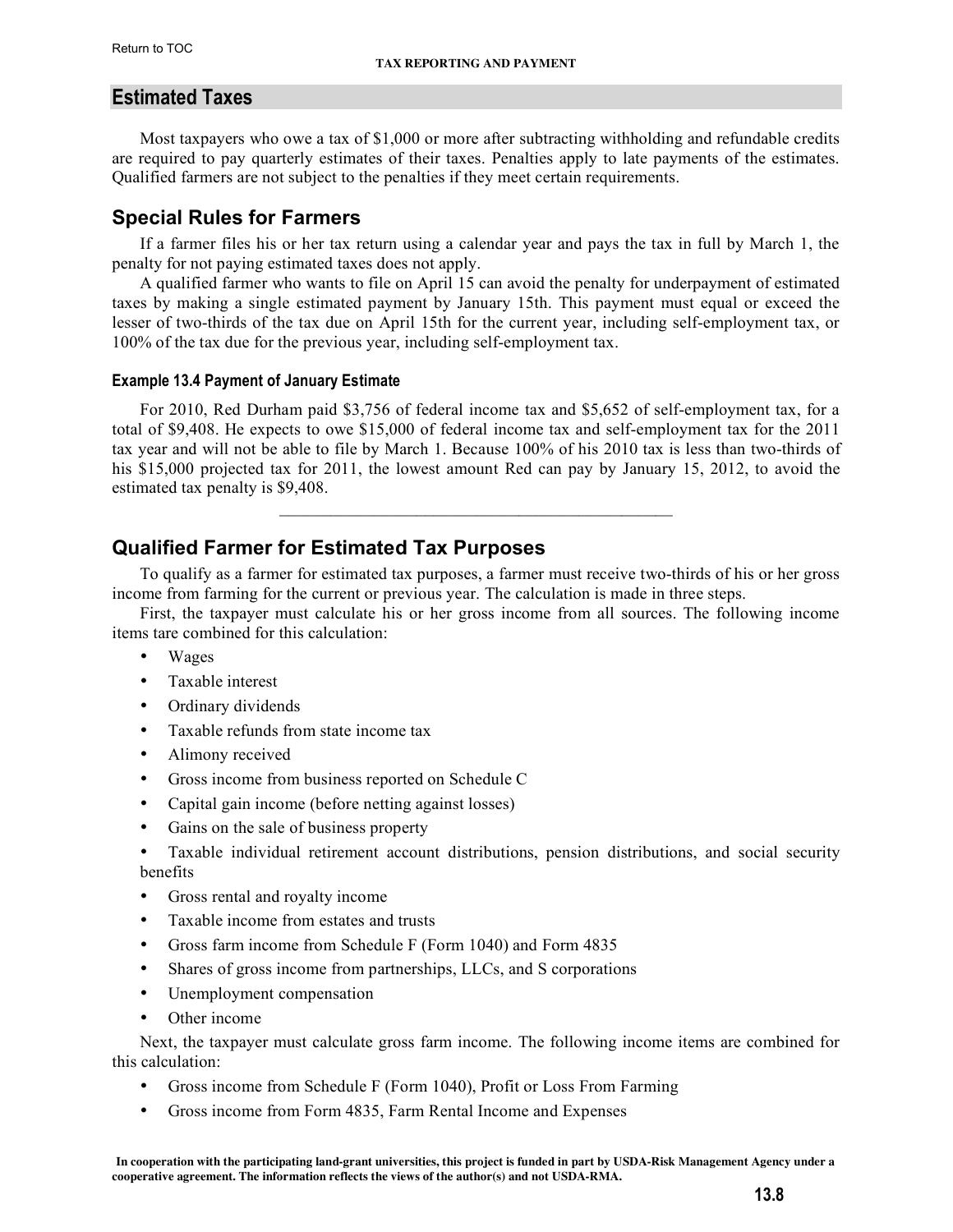## Estimated Taxes

Most taxpayers who owe a tax of $1,000 or more after subtracting withholding and refundable credits are required to pay quarterly estimates of their taxes. Penalties apply to late payments of the estimates. Qualified farmers are not subject to the penalties if they meet certain requirements.

### Special Rules for Farmers

If a farmer files his or her tax return using a calendar year and pays the tax in full by March 1, the penalty for not paying estimated taxes does not apply.

A qualified farmer who wants to file on April 15 can avoid the penalty for underpayment of estimated taxes by making a single estimated payment by January 15th. This payment must equal or exceed the lesser of two-thirds of the tax due on April 15th for the current year, including self-employment tax, or 100% of the tax due for the previous year, including self-employment tax.

#### Example 13.4 Payment of January Estimate

For 2010, Red Durham paid $3,756 of federal income tax and $5,652 of self-employment tax, for a total of $9,408. He expects to owe $15,000 of federal income tax and self-employment tax for the 2011 tax year and will not be able to file by March 1. Because 100% of his 2010 tax is less than two-thirds of his $15,000 projected tax for 2011, the lowest amount Red can pay by January 15, 2012, to avoid the estimated tax penalty is $9,408.

---

### Qualified Farmer for Estimated Tax Purposes

To qualify as a farmer for estimated tax purposes, a farmer must receive two-thirds of his or her gross income from farming for the current or previous year. The calculation is made in three steps.

First, the taxpayer must calculate his or her gross income from all sources. The following income items tare combined for this calculation:

- Wages
- Taxable interest
- Ordinary dividends
- Taxable refunds from state income tax
- Alimony received
- Gross income from business reported on Schedule C
- Capital gain income (before netting against losses)
- Gains on the sale of business property
- Taxable individual retirement account distributions, pension distributions, and social security benefits
- Gross rental and royalty income
- Taxable income from estates and trusts
- Gross farm income from Schedule F (Form 1040) and Form 4835
- Shares of gross income from partnerships, LLCs, and S corporations
- Unemployment compensation
- Other income

Next, the taxpayer must calculate gross farm income. The following income items are combined for this calculation:

- Gross income from Schedule F (Form 1040), Profit or Loss From Farming
- Gross income from Form 4835, Farm Rental Income and Expenses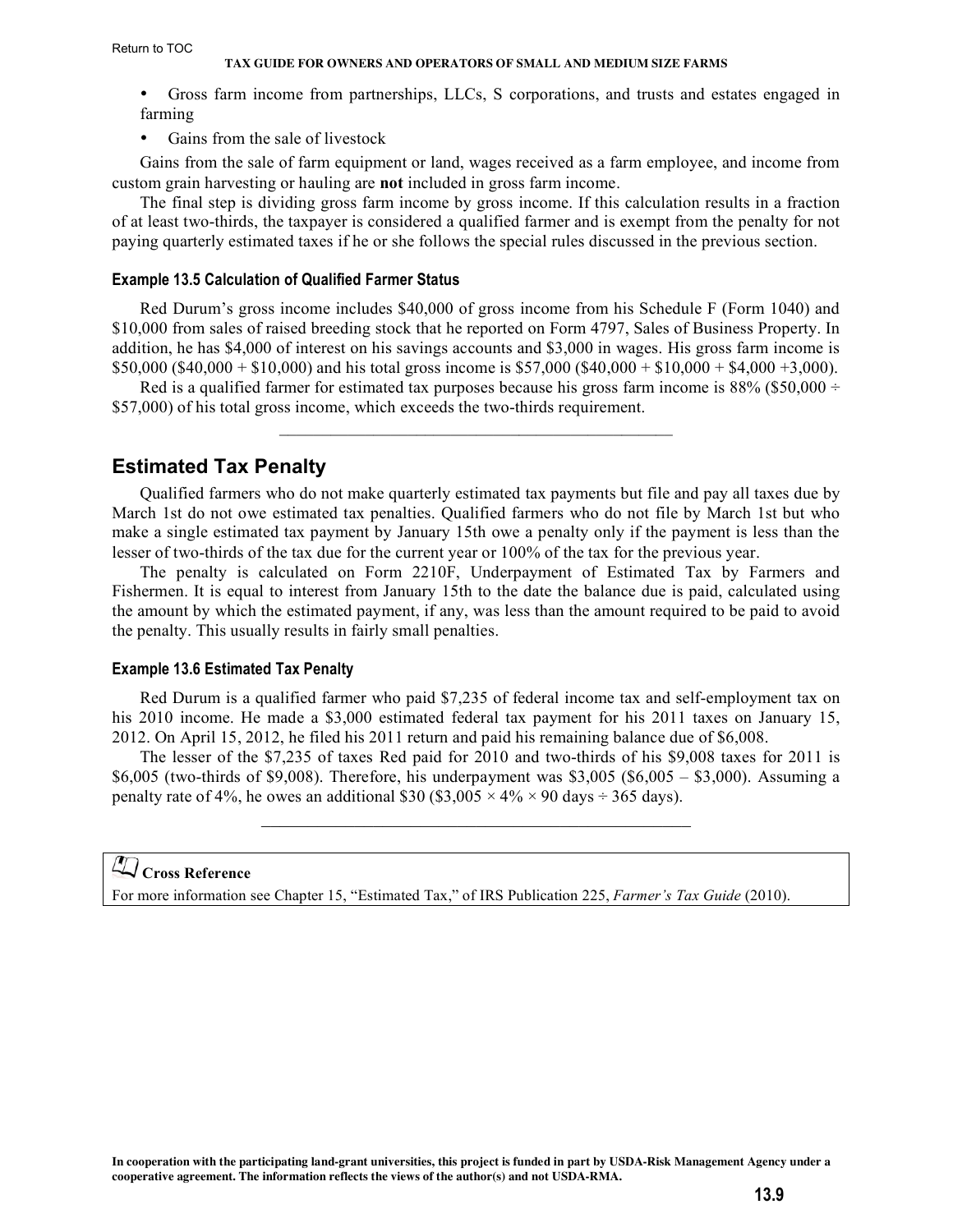- Gross farm income from partnerships, LLCs, S corporations, and trusts and estates engaged in farming
- Gains from the sale of livestock

Gains from the sale of farm equipment or land, wages received as a farm employee, and income from custom grain harvesting or hauling are **not** included in gross farm income.

The final step is dividing gross farm income by gross income. If this calculation results in a fraction of at least two-thirds, the taxpayer is considered a qualified farmer and is exempt from the penalty for not paying quarterly estimated taxes if he or she follows the special rules discussed in the previous section.

#### Example 13.5 Calculation of Qualified Farmer Status

Red Durum's gross income includes $40,000 of gross income from his Schedule F (Form 1040) and $10,000 from sales of raised breeding stock that he reported on Form 4797, Sales of Business Property. In addition, he has $4,000 of interest on his savings accounts and $3,000 in wages. His gross farm income is $50,000 ($40,000 + $10,000) and his total gross income is $57,000 ($40,000 + $10,000 + $4,000 +3,000).

Red is a qualified farmer for estimated tax purposes because his gross farm income is 88% ($50,000 ÷ $57,000) of his total gross income, which exceeds the two-thirds requirement.

---

## Estimated Tax Penalty

Qualified farmers who do not make quarterly estimated tax payments but file and pay all taxes due by March 1st do not owe estimated tax penalties. Qualified farmers who do not file by March 1st but who make a single estimated tax payment by January 15th owe a penalty only if the payment is less than the lesser of two-thirds of the tax due for the current year or 100% of the tax for the previous year.

The penalty is calculated on Form 2210F, Underpayment of Estimated Tax by Farmers and Fishermen. It is equal to interest from January 15th to the date the balance due is paid, calculated using the amount by which the estimated payment, if any, was less than the amount required to be paid to avoid the penalty. This usually results in fairly small penalties.

#### Example 13.6 Estimated Tax Penalty

Red Durum is a qualified farmer who paid $7,235 of federal income tax and self-employment tax on his 2010 income. He made a $3,000 estimated federal tax payment for his 2011 taxes on January 15, 2012. On April 15, 2012, he filed his 2011 return and paid his remaining balance due of $6,008.

The lesser of the $7,235 of taxes Red paid for 2010 and two-thirds of his $9,008 taxes for 2011 is $6,005 (two-thirds of $9,008). Therefore, his underpayment was $3,005 ($6,005 – $3,000). Assuming a penalty rate of 4%, he owes an additional $30 ($3,005 × 4% × 90 days ÷ 365 days).

---

**Cross Reference**

For more information see Chapter 15, "Estimated Tax," of IRS Publication 225, *Farmer's Tax Guide* (2010).

In cooperation with the participating land-grant universities, this project is funded in part by USDA-Risk Management Agency under a cooperative agreement. The information reflects the views of the author(s) and not USDA-RMA.